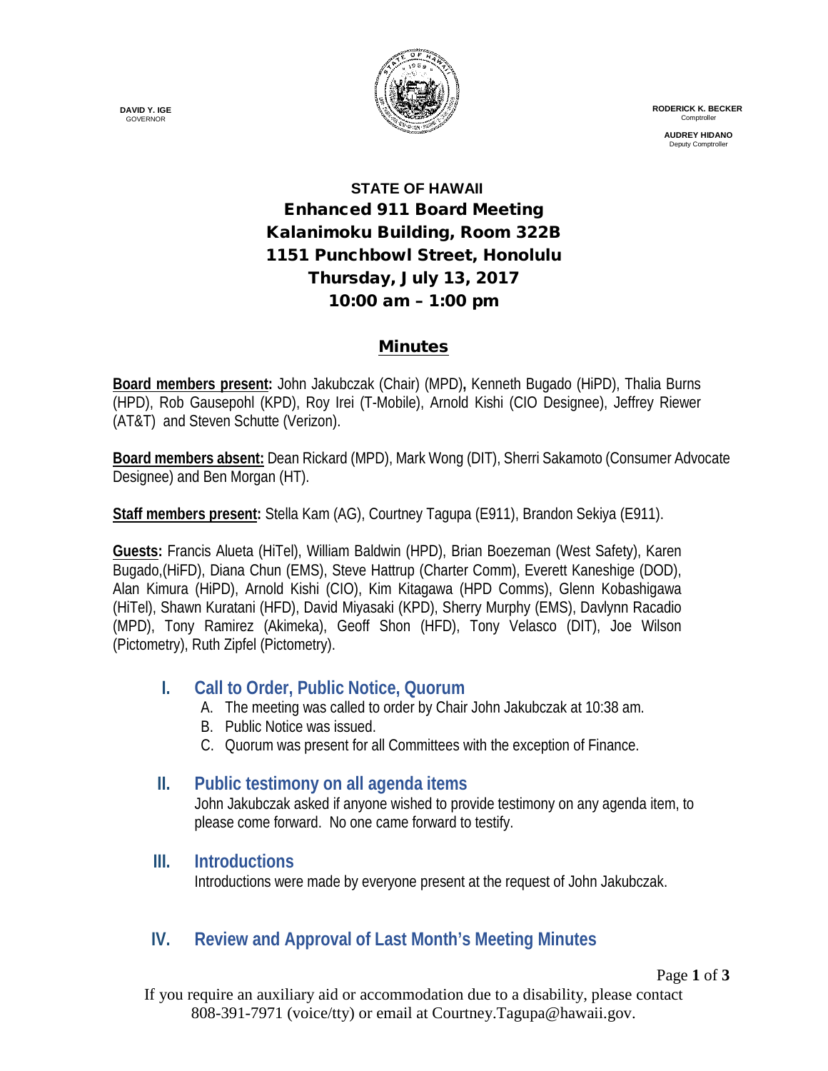**DAVID Y. IGE**
GOVERNOR

**RODERICK K. BECKER**
Comptroller

**AUDREY HIDANO**
Deputy Comptroller

# STATE OF HAWAII
## Enhanced 911 Board Meeting
## Kalanimoku Building, Room 322B
## 1151 Punchbowl Street, Honolulu
## Thursday, July 13, 2017
## 10:00 am – 1:00 pm

## Minutes

**Board members present:** John Jakubczak (Chair) (MPD)**,** Kenneth Bugado (HiPD), Thalia Burns (HPD), Rob Gausepohl (KPD), Roy Irei (T-Mobile), Arnold Kishi (CIO Designee), Jeffrey Riewer (AT&T) and Steven Schutte (Verizon).

**Board members absent:** Dean Rickard (MPD), Mark Wong (DIT), Sherri Sakamoto (Consumer Advocate Designee) and Ben Morgan (HT).

**Staff members present:** Stella Kam (AG), Courtney Tagupa (E911), Brandon Sekiya (E911).

**Guests:** Francis Alueta (HiTel), William Baldwin (HPD), Brian Boezeman (West Safety), Karen Bugado,(HiFD), Diana Chun (EMS), Steve Hattrup (Charter Comm), Everett Kaneshige (DOD), Alan Kimura (HiPD), Arnold Kishi (CIO), Kim Kitagawa (HPD Comms), Glenn Kobashigawa (HiTel), Shawn Kuratani (HFD), David Miyasaki (KPD), Sherry Murphy (EMS), Davlynn Racadio (MPD), Tony Ramirez (Akimeka), Geoff Shon (HFD), Tony Velasco (DIT), Joe Wilson (Pictometry), Ruth Zipfel (Pictometry).

## I. Call to Order, Public Notice, Quorum

A. The meeting was called to order by Chair John Jakubczak at 10:38 am.
B. Public Notice was issued.
C. Quorum was present for all Committees with the exception of Finance.

## II. Public testimony on all agenda items

John Jakubczak asked if anyone wished to provide testimony on any agenda item, to please come forward. No one came forward to testify.

## III. Introductions

Introductions were made by everyone present at the request of John Jakubczak.

## IV. Review and Approval of Last Month's Meeting Minutes

If you require an auxiliary aid or accommodation due to a disability, please contact 808-391-7971 (voice/tty) or email at Courtney.Tagupa@hawaii.gov.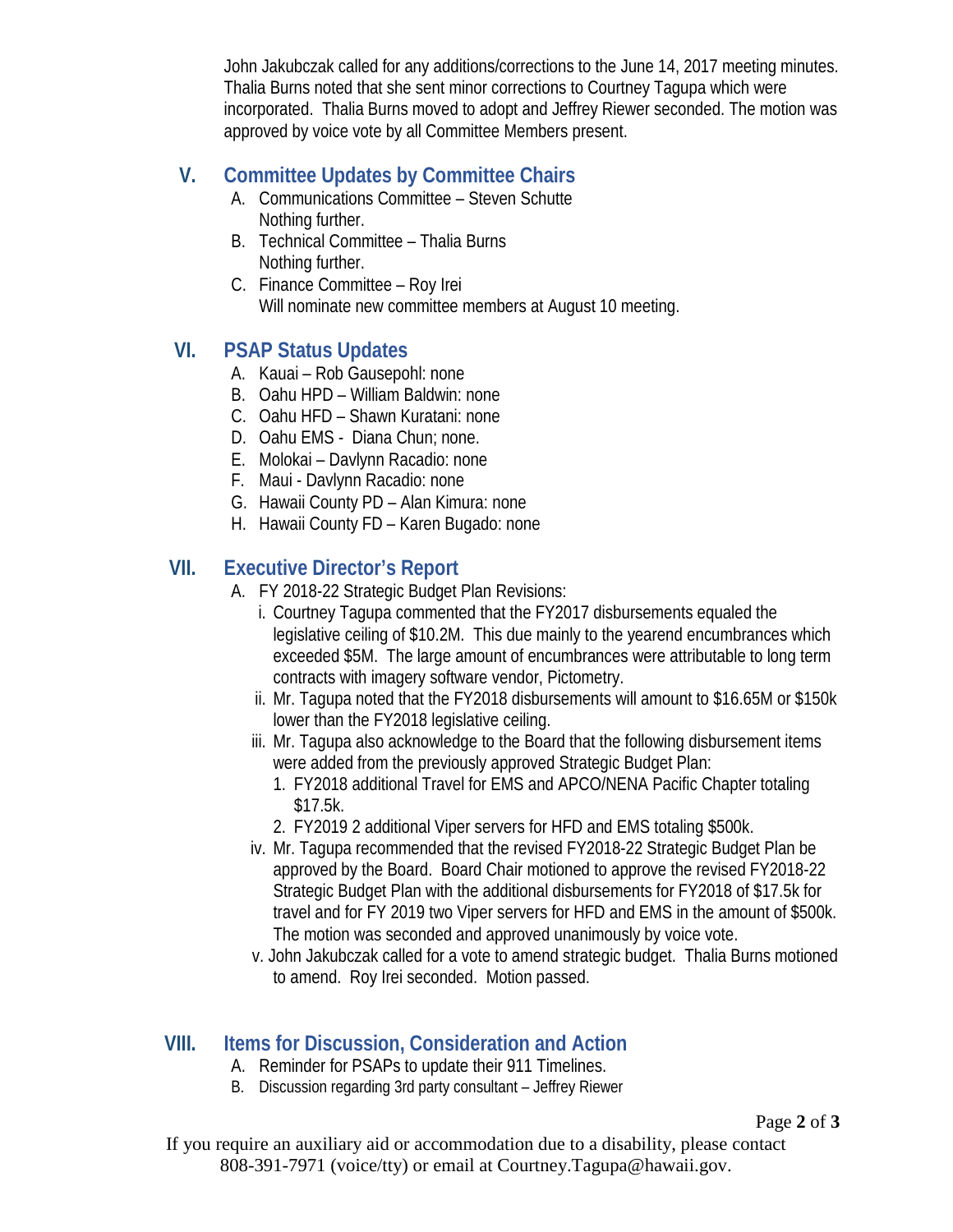John Jakubczak called for any additions/corrections to the June 14, 2017 meeting minutes. Thalia Burns noted that she sent minor corrections to Courtney Tagupa which were incorporated. Thalia Burns moved to adopt and Jeffrey Riewer seconded. The motion was approved by voice vote by all Committee Members present.

## V. Committee Updates by Committee Chairs

A. Communications Committee – Steven Schutte
   Nothing further.
B. Technical Committee – Thalia Burns
   Nothing further.
C. Finance Committee – Roy Irei
   Will nominate new committee members at August 10 meeting.

## VI. PSAP Status Updates

A. Kauai – Rob Gausepohl: none
B. Oahu HPD – William Baldwin: none
C. Oahu HFD – Shawn Kuratani: none
D. Oahu EMS - Diana Chun; none.
E. Molokai – Davlynn Racadio: none
F. Maui - Davlynn Racadio: none
G. Hawaii County PD – Alan Kimura: none
H. Hawaii County FD – Karen Bugado: none

## VII. Executive Director's Report

A. FY 2018-22 Strategic Budget Plan Revisions:
   i. Courtney Tagupa commented that the FY2017 disbursements equaled the legislative ceiling of $10.2M. This due mainly to the yearend encumbrances which exceeded $5M. The large amount of encumbrances were attributable to long term contracts with imagery software vendor, Pictometry.
   ii. Mr. Tagupa noted that the FY2018 disbursements will amount to $16.65M or $150k lower than the FY2018 legislative ceiling.
   iii. Mr. Tagupa also acknowledge to the Board that the following disbursement items were added from the previously approved Strategic Budget Plan:
      1. FY2018 additional Travel for EMS and APCO/NENA Pacific Chapter totaling $17.5k.
      2. FY2019 2 additional Viper servers for HFD and EMS totaling $500k.
   iv. Mr. Tagupa recommended that the revised FY2018-22 Strategic Budget Plan be approved by the Board. Board Chair motioned to approve the revised FY2018-22 Strategic Budget Plan with the additional disbursements for FY2018 of $17.5k for travel and for FY 2019 two Viper servers for HFD and EMS in the amount of $500k. The motion was seconded and approved unanimously by voice vote.
   v. John Jakubczak called for a vote to amend strategic budget. Thalia Burns motioned to amend. Roy Irei seconded. Motion passed.

## VIII. Items for Discussion, Consideration and Action

A. Reminder for PSAPs to update their 911 Timelines.
B. Discussion regarding 3rd party consultant – Jeffrey Riewer

If you require an auxiliary aid or accommodation due to a disability, please contact 808-391-7971 (voice/tty) or email at Courtney.Tagupa@hawaii.gov.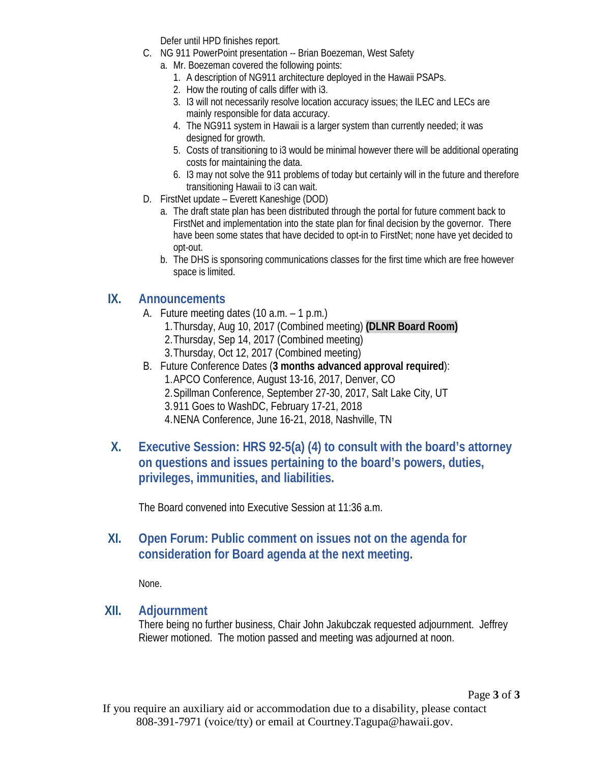Defer until HPD finishes report.

C. NG 911 PowerPoint presentation -- Brian Boezeman, West Safety
   a. Mr. Boezeman covered the following points:
      1. A description of NG911 architecture deployed in the Hawaii PSAPs.
      2. How the routing of calls differ with i3.
      3. I3 will not necessarily resolve location accuracy issues; the ILEC and LECs are mainly responsible for data accuracy.
      4. The NG911 system in Hawaii is a larger system than currently needed; it was designed for growth.
      5. Costs of transitioning to i3 would be minimal however there will be additional operating costs for maintaining the data.
      6. I3 may not solve the 911 problems of today but certainly will in the future and therefore transitioning Hawaii to i3 can wait.

D. FirstNet update – Everett Kaneshige (DOD)
   a. The draft state plan has been distributed through the portal for future comment back to FirstNet and implementation into the state plan for final decision by the governor. There have been some states that have decided to opt-in to FirstNet; none have yet decided to opt-out.
   b. The DHS is sponsoring communications classes for the first time which are free however space is limited.

## IX. Announcements

A. Future meeting dates (10 a.m. – 1 p.m.)
   1. Thursday, Aug 10, 2017 (Combined meeting) **(DLNR Board Room)**
   2. Thursday, Sep 14, 2017 (Combined meeting)
   3. Thursday, Oct 12, 2017 (Combined meeting)

B. Future Conference Dates (**3 months advanced approval required**):
   1. APCO Conference, August 13-16, 2017, Denver, CO
   2. Spillman Conference, September 27-30, 2017, Salt Lake City, UT
   3. 911 Goes to WashDC, February 17-21, 2018
   4. NENA Conference, June 16-21, 2018, Nashville, TN

## X. Executive Session: HRS 92-5(a) (4) to consult with the board's attorney on questions and issues pertaining to the board's powers, duties, privileges, immunities, and liabilities.

The Board convened into Executive Session at 11:36 a.m.

## XI. Open Forum: Public comment on issues not on the agenda for consideration for Board agenda at the next meeting.

None.

## XII. Adjournment

There being no further business, Chair John Jakubczak requested adjournment. Jeffrey Riewer motioned. The motion passed and meeting was adjourned at noon.

If you require an auxiliary aid or accommodation due to a disability, please contact 808-391-7971 (voice/tty) or email at Courtney.Tagupa@hawaii.gov.